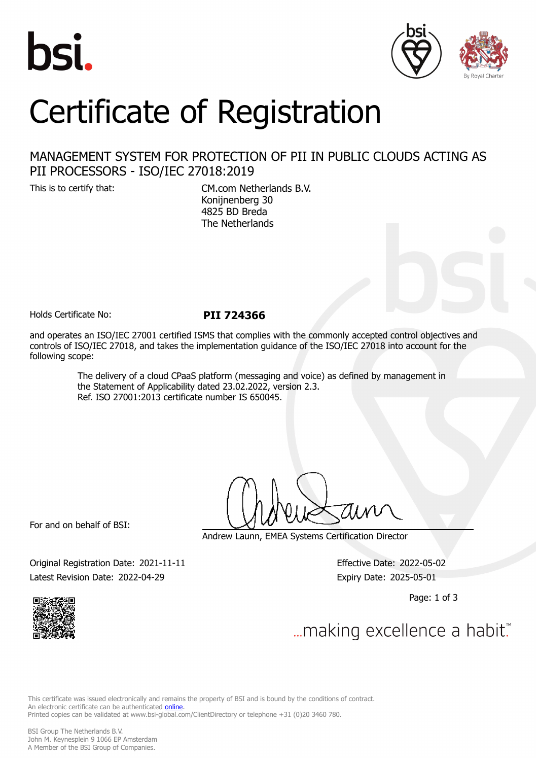# Certificate of Registration

## MANAGEMENT SYSTEM FOR PROTECTION OF PII IN PUBLIC CLOUDS ACTING AS PII PROCESSORS - ISO/IEC 27018:2019

This is to certify that:

CM.com Netherlands B.V.
Konijnenberg 30
4825 BD Breda
The Netherlands

Holds Certificate No: **PII 724366**

and operates an ISO/IEC 27001 certified ISMS that complies with the commonly accepted control objectives and controls of ISO/IEC 27018, and takes the implementation guidance of the ISO/IEC 27018 into account for the following scope:

> The delivery of a cloud CPaaS platform (messaging and voice) as defined by management in the Statement of Applicability dated 23.02.2022, version 2.3.
> Ref. ISO 27001:2013 certificate number IS 650045.

For and on behalf of BSI:

Andrew Launn, EMEA Systems Certification Director

Original Registration Date: 2021-11-11
Latest Revision Date: 2022-04-29

Effective Date: 2022-05-02
Expiry Date: 2025-05-01

...making excellence a habit.™

This certificate was issued electronically and remains the property of BSI and is bound by the conditions of contract.
An electronic certificate can be authenticated online.
Printed copies can be validated at www.bsi-global.com/ClientDirectory or telephone +31 (0)20 3460 780.

BSI Group The Netherlands B.V.
John M. Keynesplein 9 1066 EP Amsterdam
A Member of the BSI Group of Companies.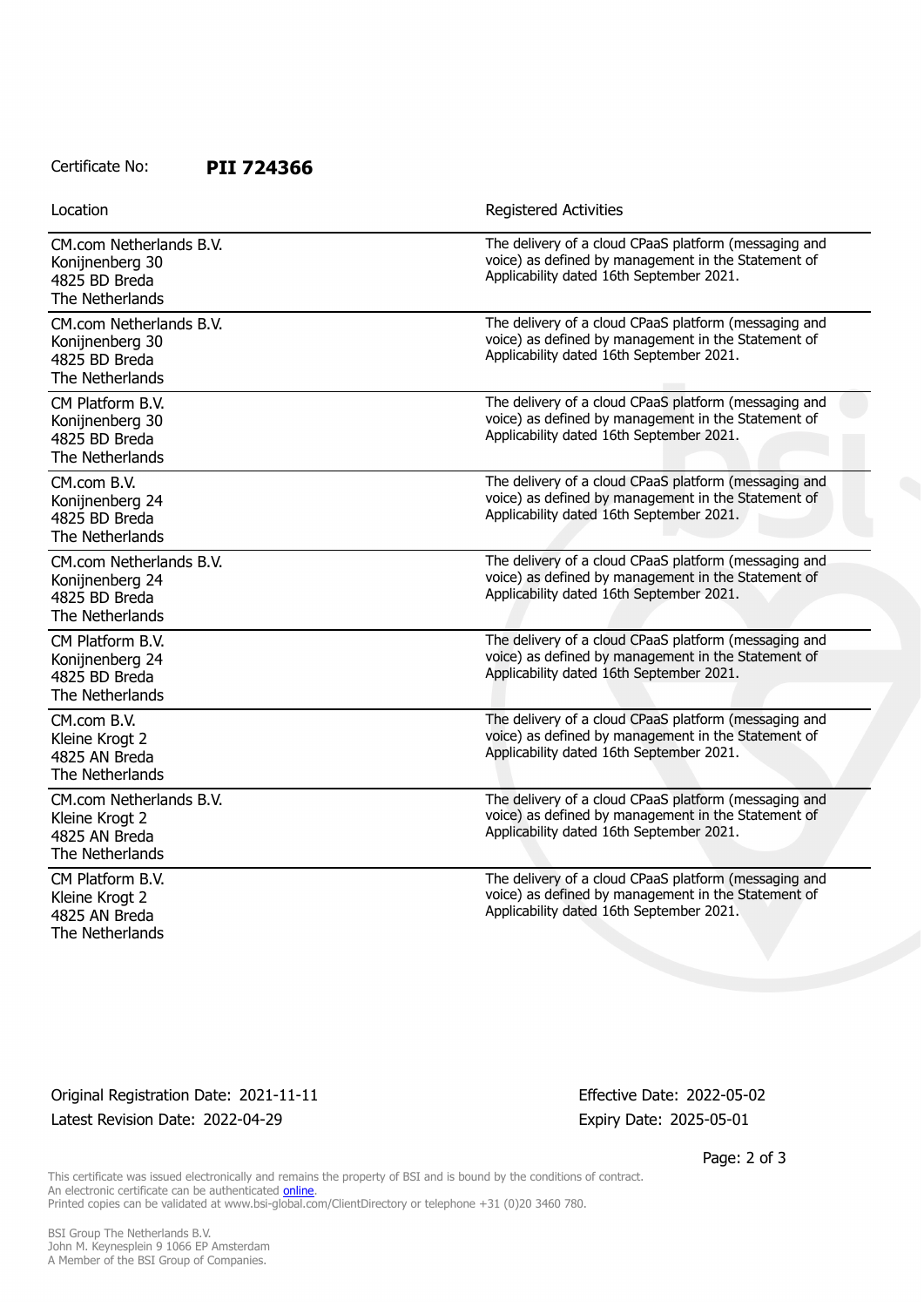Certificate No: **PII 724366**

| Location | Registered Activities |
| --- | --- |
| CM.com Netherlands B.V.<br>Konijnenberg 30<br>4825 BD Breda<br>The Netherlands | The delivery of a cloud CPaaS platform (messaging and voice) as defined by management in the Statement of Applicability dated 16th September 2021. |
| CM.com Netherlands B.V.<br>Konijnenberg 30<br>4825 BD Breda<br>The Netherlands | The delivery of a cloud CPaaS platform (messaging and voice) as defined by management in the Statement of Applicability dated 16th September 2021. |
| CM Platform B.V.<br>Konijnenberg 30<br>4825 BD Breda<br>The Netherlands | The delivery of a cloud CPaaS platform (messaging and voice) as defined by management in the Statement of Applicability dated 16th September 2021. |
| CM.com B.V.<br>Konijnenberg 24<br>4825 BD Breda<br>The Netherlands | The delivery of a cloud CPaaS platform (messaging and voice) as defined by management in the Statement of Applicability dated 16th September 2021. |
| CM.com Netherlands B.V.<br>Konijnenberg 24<br>4825 BD Breda<br>The Netherlands | The delivery of a cloud CPaaS platform (messaging and voice) as defined by management in the Statement of Applicability dated 16th September 2021. |
| CM Platform B.V.<br>Konijnenberg 24<br>4825 BD Breda<br>The Netherlands | The delivery of a cloud CPaaS platform (messaging and voice) as defined by management in the Statement of Applicability dated 16th September 2021. |
| CM.com B.V.<br>Kleine Krogt 2<br>4825 AN Breda<br>The Netherlands | The delivery of a cloud CPaaS platform (messaging and voice) as defined by management in the Statement of Applicability dated 16th September 2021. |
| CM.com Netherlands B.V.<br>Kleine Krogt 2<br>4825 AN Breda<br>The Netherlands | The delivery of a cloud CPaaS platform (messaging and voice) as defined by management in the Statement of Applicability dated 16th September 2021. |
| CM Platform B.V.<br>Kleine Krogt 2<br>4825 AN Breda<br>The Netherlands | The delivery of a cloud CPaaS platform (messaging and voice) as defined by management in the Statement of Applicability dated 16th September 2021. |

Original Registration Date: 2021-11-11
Latest Revision Date: 2022-04-29

Effective Date: 2022-05-02
Expiry Date: 2025-05-01

This certificate was issued electronically and remains the property of BSI and is bound by the conditions of contract.
An electronic certificate can be authenticated online.
Printed copies can be validated at www.bsi-global.com/ClientDirectory or telephone +31 (0)20 3460 780.

BSI Group The Netherlands B.V.
John M. Keynesplein 9 1066 EP Amsterdam
A Member of the BSI Group of Companies.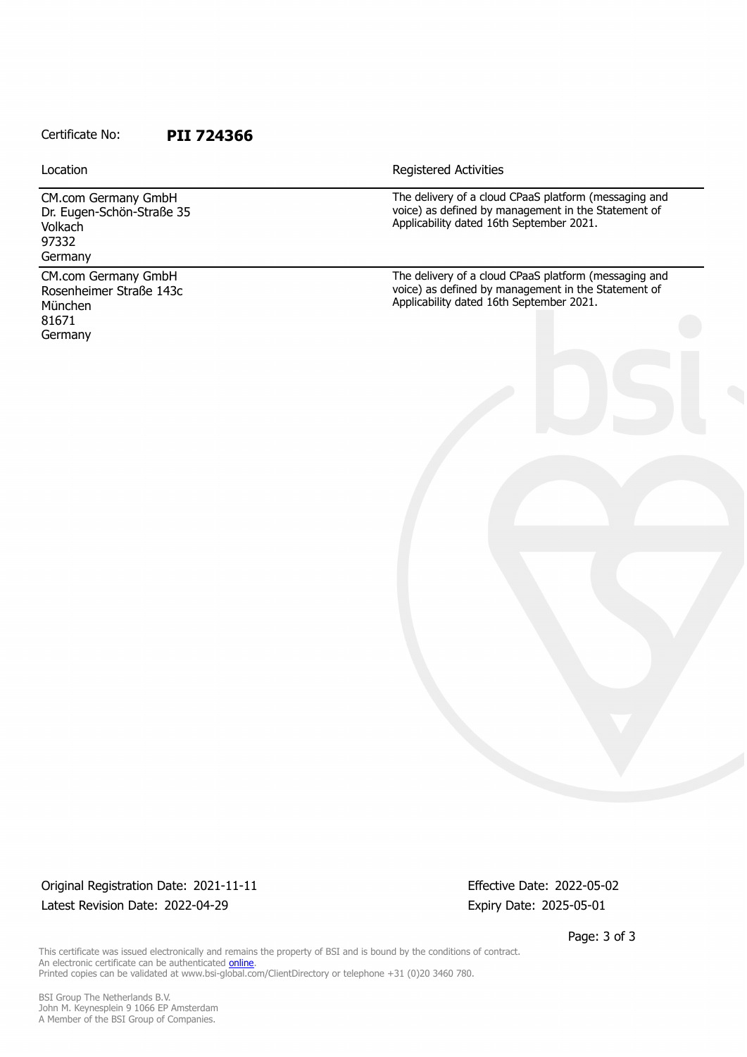Certificate No: **PII 724366**

| Location | Registered Activities |
| --- | --- |
| CM.com Germany GmbH<br>Dr. Eugen-Schön-Straße 35<br>Volkach<br>97332<br>Germany | The delivery of a cloud CPaaS platform (messaging and voice) as defined by management in the Statement of Applicability dated 16th September 2021. |
| CM.com Germany GmbH<br>Rosenheimer Straße 143c<br>München<br>81671<br>Germany | The delivery of a cloud CPaaS platform (messaging and voice) as defined by management in the Statement of Applicability dated 16th September 2021. |

Original Registration Date: 2021-11-11

Latest Revision Date: 2022-04-29

Effective Date: 2022-05-02

Expiry Date: 2025-05-01

This certificate was issued electronically and remains the property of BSI and is bound by the conditions of contract.
An electronic certificate can be authenticated online.
Printed copies can be validated at www.bsi-global.com/ClientDirectory or telephone +31 (0)20 3460 780.

BSI Group The Netherlands B.V.
John M. Keynesplein 9 1066 EP Amsterdam
A Member of the BSI Group of Companies.